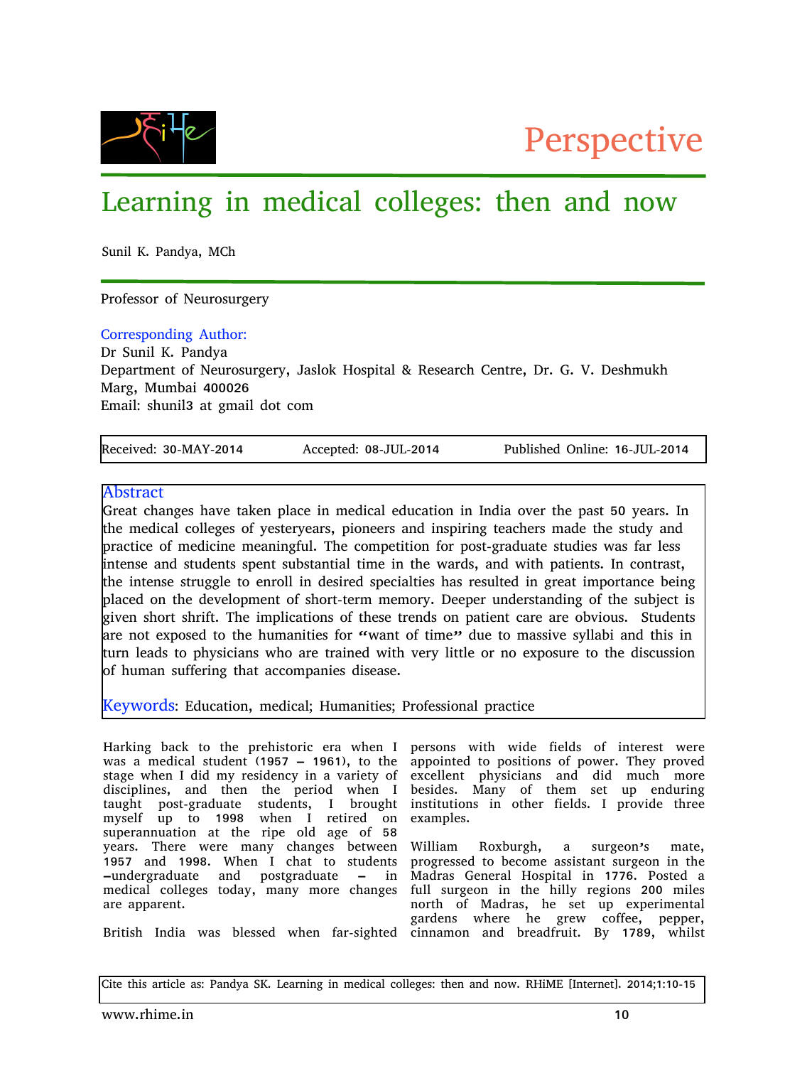Perspective

# Learning in medical colleges: then and now

Sunil K. Pandya, MCh

Professor of Neurosurgery

Corresponding Author:
Dr Sunil K. Pandya
Department of Neurosurgery, Jaslok Hospital & Research Centre, Dr. G. V. Deshmukh Marg, Mumbai 400026
Email: shunil3 at gmail dot com

Received: 30-MAY-2014 Accepted: 08-JUL-2014 Published Online: 16-JUL-2014

## Abstract

Great changes have taken place in medical education in India over the past 50 years. In the medical colleges of yesteryears, pioneers and inspiring teachers made the study and practice of medicine meaningful. The competition for post-graduate studies was far less intense and students spent substantial time in the wards, and with patients. In contrast, the intense struggle to enroll in desired specialties has resulted in great importance being placed on the development of short-term memory. Deeper understanding of the subject is given short shrift. The implications of these trends on patient care are obvious. Students are not exposed to the humanities for "want of time" due to massive syllabi and this in turn leads to physicians who are trained with very little or no exposure to the discussion of human suffering that accompanies disease.

**Keywords**: Education, medical; Humanities; Professional practice

Harking back to the prehistoric era when I was a medical student (1957 – 1961), to the stage when I did my residency in a variety of disciplines, and then the period when I taught post-graduate students, I brought myself up to 1998 when I retired on superannuation at the ripe old age of 58 years. There were many changes between 1957 and 1998. When I chat to students –undergraduate and postgraduate – in medical colleges today, many more changes are apparent.

British India was blessed when far-sighted persons with wide fields of interest were appointed to positions of power. They proved excellent physicians and did much more besides. Many of them set up enduring institutions in other fields. I provide three examples.

William Roxburgh, a surgeon's mate, progressed to become assistant surgeon in the Madras General Hospital in 1776. Posted a full surgeon in the hilly regions 200 miles north of Madras, he set up experimental gardens where he grew coffee, pepper, cinnamon and breadfruit. By 1789, whilst

Cite this article as: Pandya SK. Learning in medical colleges: then and now. RHiME [Internet]. 2014;1:10-15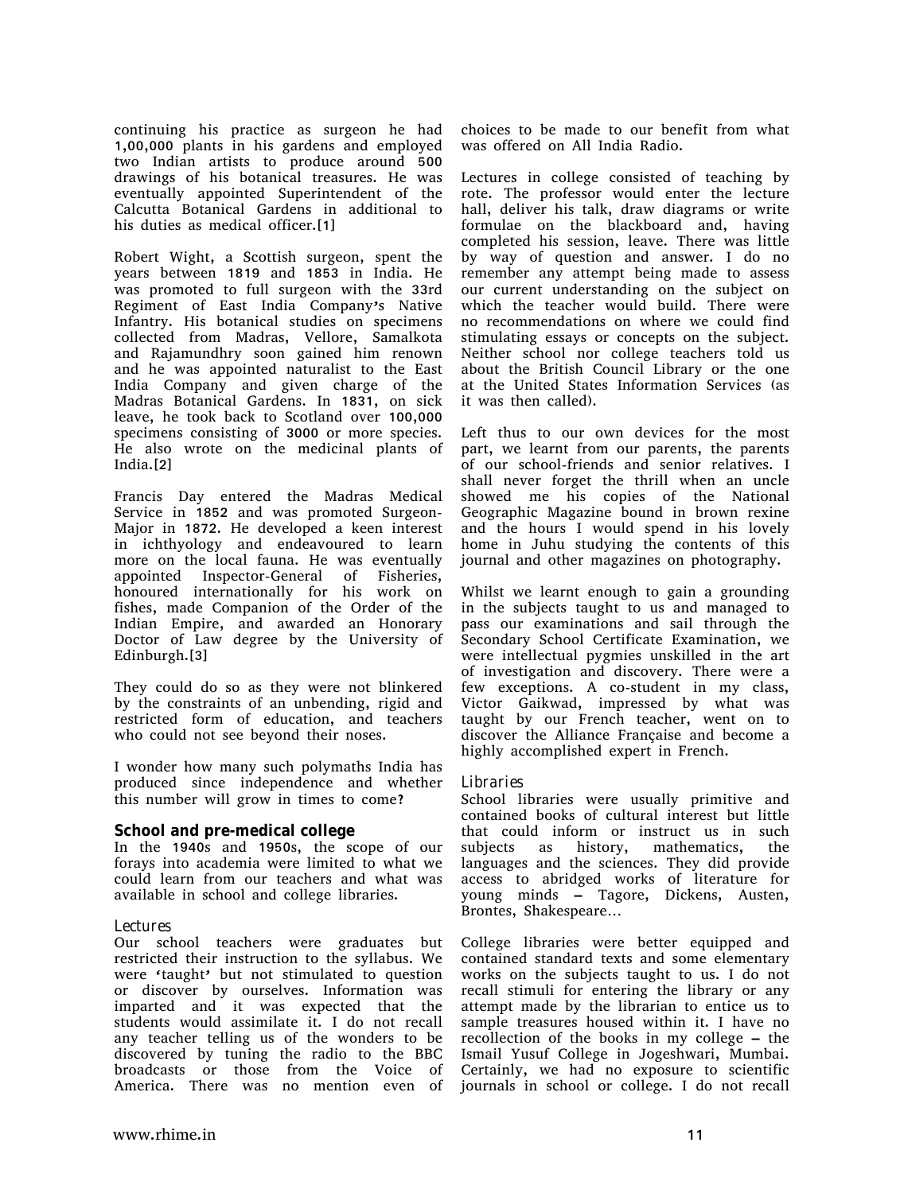continuing his practice as surgeon he had 1,00,000 plants in his gardens and employed two Indian artists to produce around 500 drawings of his botanical treasures. He was eventually appointed Superintendent of the Calcutta Botanical Gardens in additional to his duties as medical officer.[1]

Robert Wight, a Scottish surgeon, spent the years between 1819 and 1853 in India. He was promoted to full surgeon with the 33rd Regiment of East India Company's Native Infantry. His botanical studies on specimens collected from Madras, Vellore, Samalkota and Rajamundhry soon gained him renown and he was appointed naturalist to the East India Company and given charge of the Madras Botanical Gardens. In 1831, on sick leave, he took back to Scotland over 100,000 specimens consisting of 3000 or more species. He also wrote on the medicinal plants of India.[2]

Francis Day entered the Madras Medical Service in 1852 and was promoted Surgeon-Major in 1872. He developed a keen interest in ichthyology and endeavoured to learn more on the local fauna. He was eventually appointed Inspector-General of Fisheries, honoured internationally for his work on fishes, made Companion of the Order of the Indian Empire, and awarded an Honorary Doctor of Law degree by the University of Edinburgh.[3]

They could do so as they were not blinkered by the constraints of an unbending, rigid and restricted form of education, and teachers who could not see beyond their noses.

I wonder how many such polymaths India has produced since independence and whether this number will grow in times to come?

## School and pre-medical college

In the 1940s and 1950s, the scope of our forays into academia were limited to what we could learn from our teachers and what was available in school and college libraries.

### *Lectures*

Our school teachers were graduates but restricted their instruction to the syllabus. We were 'taught' but not stimulated to question or discover by ourselves. Information was imparted and it was expected that the students would assimilate it. I do not recall any teacher telling us of the wonders to be discovered by tuning the radio to the BBC broadcasts or those from the Voice of America. There was no mention even of choices to be made to our benefit from what was offered on All India Radio.

Lectures in college consisted of teaching by rote. The professor would enter the lecture hall, deliver his talk, draw diagrams or write formulae on the blackboard and, having completed his session, leave. There was little by way of question and answer. I do no remember any attempt being made to assess our current understanding on the subject on which the teacher would build. There were no recommendations on where we could find stimulating essays or concepts on the subject. Neither school nor college teachers told us about the British Council Library or the one at the United States Information Services (as it was then called).

Left thus to our own devices for the most part, we learnt from our parents, the parents of our school-friends and senior relatives. I shall never forget the thrill when an uncle showed me his copies of the National Geographic Magazine bound in brown rexine and the hours I would spend in his lovely home in Juhu studying the contents of this journal and other magazines on photography.

Whilst we learnt enough to gain a grounding in the subjects taught to us and managed to pass our examinations and sail through the Secondary School Certificate Examination, we were intellectual pygmies unskilled in the art of investigation and discovery. There were a few exceptions. A co-student in my class, Victor Gaikwad, impressed by what was taught by our French teacher, went on to discover the Alliance Française and become a highly accomplished expert in French.

### *Libraries*

School libraries were usually primitive and contained books of cultural interest but little that could inform or instruct us in such subjects as history, mathematics, the languages and the sciences. They did provide access to abridged works of literature for young minds – Tagore, Dickens, Austen, Brontes, Shakespeare…

College libraries were better equipped and contained standard texts and some elementary works on the subjects taught to us. I do not recall stimuli for entering the library or any attempt made by the librarian to entice us to sample treasures housed within it. I have no recollection of the books in my college – the Ismail Yusuf College in Jogeshwari, Mumbai. Certainly, we had no exposure to scientific journals in school or college. I do not recall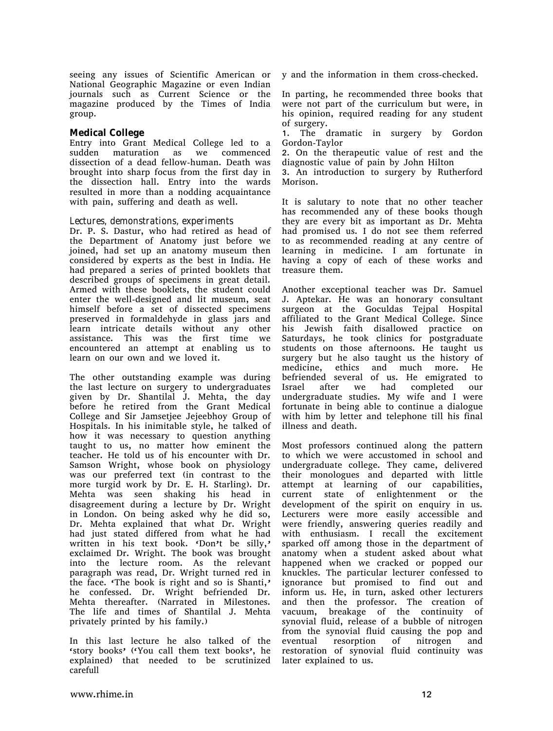seeing any issues of Scientific American or National Geographic Magazine or even Indian journals such as Current Science or the magazine produced by the Times of India group.

## Medical College

Entry into Grant Medical College led to a sudden maturation as we commenced dissection of a dead fellow-human. Death was brought into sharp focus from the first day in the dissection hall. Entry into the wards resulted in more than a nodding acquaintance with pain, suffering and death as well.

### *Lectures, demonstrations, experiments*

Dr. P. S. Dastur, who had retired as head of the Department of Anatomy just before we joined, had set up an anatomy museum then considered by experts as the best in India. He had prepared a series of printed booklets that described groups of specimens in great detail. Armed with these booklets, the student could enter the well-designed and lit museum, seat himself before a set of dissected specimens preserved in formaldehyde in glass jars and learn intricate details without any other assistance. This was the first time we encountered an attempt at enabling us to learn on our own and we loved it.

The other outstanding example was during the last lecture on surgery to undergraduates given by Dr. Shantilal J. Mehta, the day before he retired from the Grant Medical College and Sir Jamsetjee Jejeebhoy Group of Hospitals. In his inimitable style, he talked of how it was necessary to question anything taught to us, no matter how eminent the teacher. He told us of his encounter with Dr. Samson Wright, whose book on physiology was our preferred text (in contrast to the more turgid work by Dr. E. H. Starling). Dr. Mehta was seen shaking his head in disagreement during a lecture by Dr. Wright in London. On being asked why he did so, Dr. Mehta explained that what Dr. Wright had just stated differed from what he had written in his text book. 'Don't be silly,' exclaimed Dr. Wright. The book was brought into the lecture room. As the relevant paragraph was read, Dr. Wright turned red in the face. 'The book is right and so is Shanti,' he confessed. Dr. Wright befriended Dr. Mehta thereafter. (Narrated in Milestones. The life and times of Shantilal J. Mehta privately printed by his family.)

In this last lecture he also talked of the 'story books' ('You call them text books', he explained) that needed to be scrutinized carefully and the information in them cross-checked.

In parting, he recommended three books that were not part of the curriculum but were, in his opinion, required reading for any student of surgery.

1. The dramatic in surgery by Gordon Gordon-Taylor
2. On the therapeutic value of rest and the diagnostic value of pain by John Hilton
3. An introduction to surgery by Rutherford Morison.

It is salutary to note that no other teacher has recommended any of these books though they are every bit as important as Dr. Mehta had promised us. I do not see them referred to as recommended reading at any centre of learning in medicine. I am fortunate in having a copy of each of these works and treasure them.

Another exceptional teacher was Dr. Samuel J. Aptekar. He was an honorary consultant surgeon at the Goculdas Tejpal Hospital affiliated to the Grant Medical College. Since his Jewish faith disallowed practice on Saturdays, he took clinics for postgraduate students on those afternoons. He taught us surgery but he also taught us the history of medicine, ethics and much more. He befriended several of us. He emigrated to Israel after we had completed our undergraduate studies. My wife and I were fortunate in being able to continue a dialogue with him by letter and telephone till his final illness and death.

Most professors continued along the pattern to which we were accustomed in school and undergraduate college. They came, delivered their monologues and departed with little attempt at learning of our capabilities, current state of enlightenment or the development of the spirit on enquiry in us. Lecturers were more easily accessible and were friendly, answering queries readily and with enthusiasm. I recall the excitement sparked off among those in the department of anatomy when a student asked about what happened when we cracked or popped our knuckles. The particular lecturer confessed to ignorance but promised to find out and inform us. He, in turn, asked other lecturers and then the professor. The creation of vacuum, breakage of the continuity of synovial fluid, release of a bubble of nitrogen from the synovial fluid causing the pop and eventual resorption of nitrogen and restoration of synovial fluid continuity was later explained to us.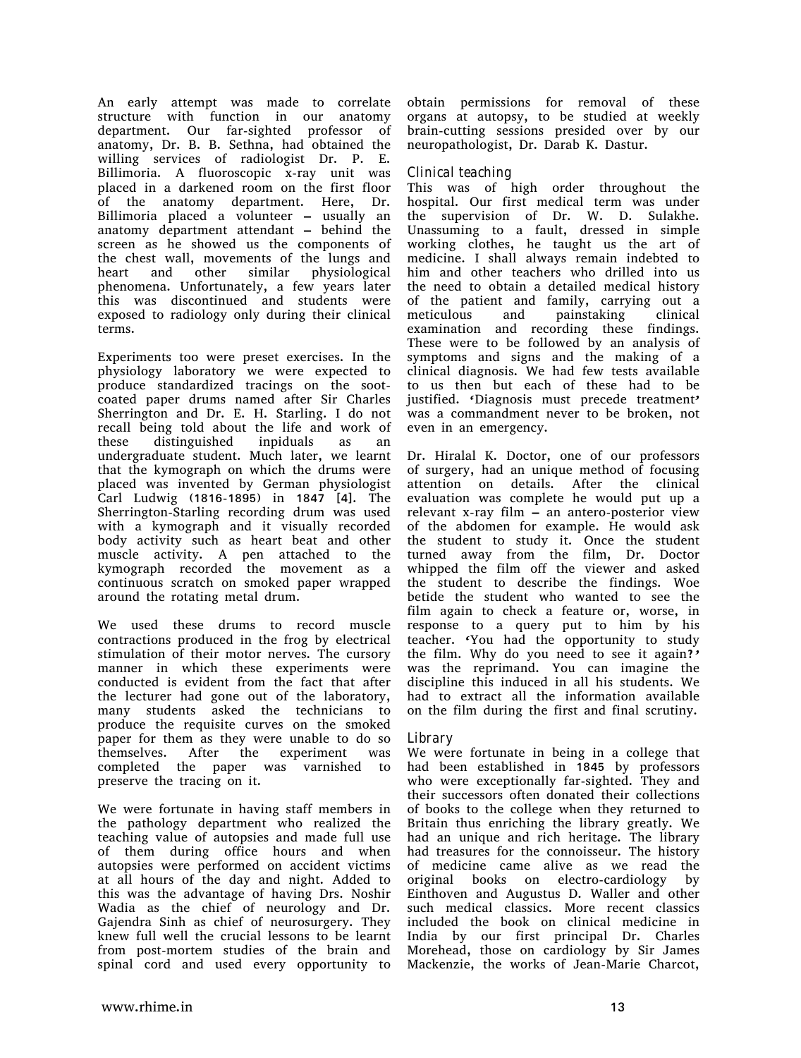An early attempt was made to correlate structure with function in our anatomy department. Our far-sighted professor of anatomy, Dr. B. B. Sethna, had obtained the willing services of radiologist Dr. P. E. Billimoria. A fluoroscopic x-ray unit was placed in a darkened room on the first floor of the anatomy department. Here, Dr. Billimoria placed a volunteer – usually an anatomy department attendant – behind the screen as he showed us the components of the chest wall, movements of the lungs and heart and other similar physiological phenomena. Unfortunately, a few years later this was discontinued and students were exposed to radiology only during their clinical terms.

Experiments too were preset exercises. In the physiology laboratory we were expected to produce standardized tracings on the soot-coated paper drums named after Sir Charles Sherrington and Dr. E. H. Starling. I do not recall being told about the life and work of these distinguished inpiduals as an undergraduate student. Much later, we learnt that the kymograph on which the drums were placed was invented by German physiologist Carl Ludwig (1816-1895) in 1847 [4]. The Sherrington-Starling recording drum was used with a kymograph and it visually recorded body activity such as heart beat and other muscle activity. A pen attached to the kymograph recorded the movement as a continuous scratch on smoked paper wrapped around the rotating metal drum.

We used these drums to record muscle contractions produced in the frog by electrical stimulation of their motor nerves. The cursory manner in which these experiments were conducted is evident from the fact that after the lecturer had gone out of the laboratory, many students asked the technicians to produce the requisite curves on the smoked paper for them as they were unable to do so themselves. After the experiment was completed the paper was varnished to preserve the tracing on it.

We were fortunate in having staff members in the pathology department who realized the teaching value of autopsies and made full use of them during office hours and when autopsies were performed on accident victims at all hours of the day and night. Added to this was the advantage of having Drs. Noshir Wadia as the chief of neurology and Dr. Gajendra Sinh as chief of neurosurgery. They knew full well the crucial lessons to be learnt from post-mortem studies of the brain and spinal cord and used every opportunity to obtain permissions for removal of these organs at autopsy, to be studied at weekly brain-cutting sessions presided over by our neuropathologist, Dr. Darab K. Dastur.

### Clinical teaching

This was of high order throughout the hospital. Our first medical term was under the supervision of Dr. W. D. Sulakhe. Unassuming to a fault, dressed in simple working clothes, he taught us the art of medicine. I shall always remain indebted to him and other teachers who drilled into us the need to obtain a detailed medical history of the patient and family, carrying out a meticulous and painstaking clinical examination and recording these findings. These were to be followed by an analysis of symptoms and signs and the making of a clinical diagnosis. We had few tests available to us then but each of these had to be justified. 'Diagnosis must precede treatment' was a commandment never to be broken, not even in an emergency.

Dr. Hiralal K. Doctor, one of our professors of surgery, had an unique method of focusing attention on details. After the clinical evaluation was complete he would put up a relevant x-ray film – an antero-posterior view of the abdomen for example. He would ask the student to study it. Once the student turned away from the film, Dr. Doctor whipped the film off the viewer and asked the student to describe the findings. Woe betide the student who wanted to see the film again to check a feature or, worse, in response to a query put to him by his teacher. 'You had the opportunity to study the film. Why do you need to see it again?' was the reprimand. You can imagine the discipline this induced in all his students. We had to extract all the information available on the film during the first and final scrutiny.

### Library

We were fortunate in being in a college that had been established in 1845 by professors who were exceptionally far-sighted. They and their successors often donated their collections of books to the college when they returned to Britain thus enriching the library greatly. We had an unique and rich heritage. The library had treasures for the connoisseur. The history of medicine came alive as we read the original books on electro-cardiology by Einthoven and Augustus D. Waller and other such medical classics. More recent classics included the book on clinical medicine in India by our first principal Dr. Charles Morehead, those on cardiology by Sir James Mackenzie, the works of Jean-Marie Charcot,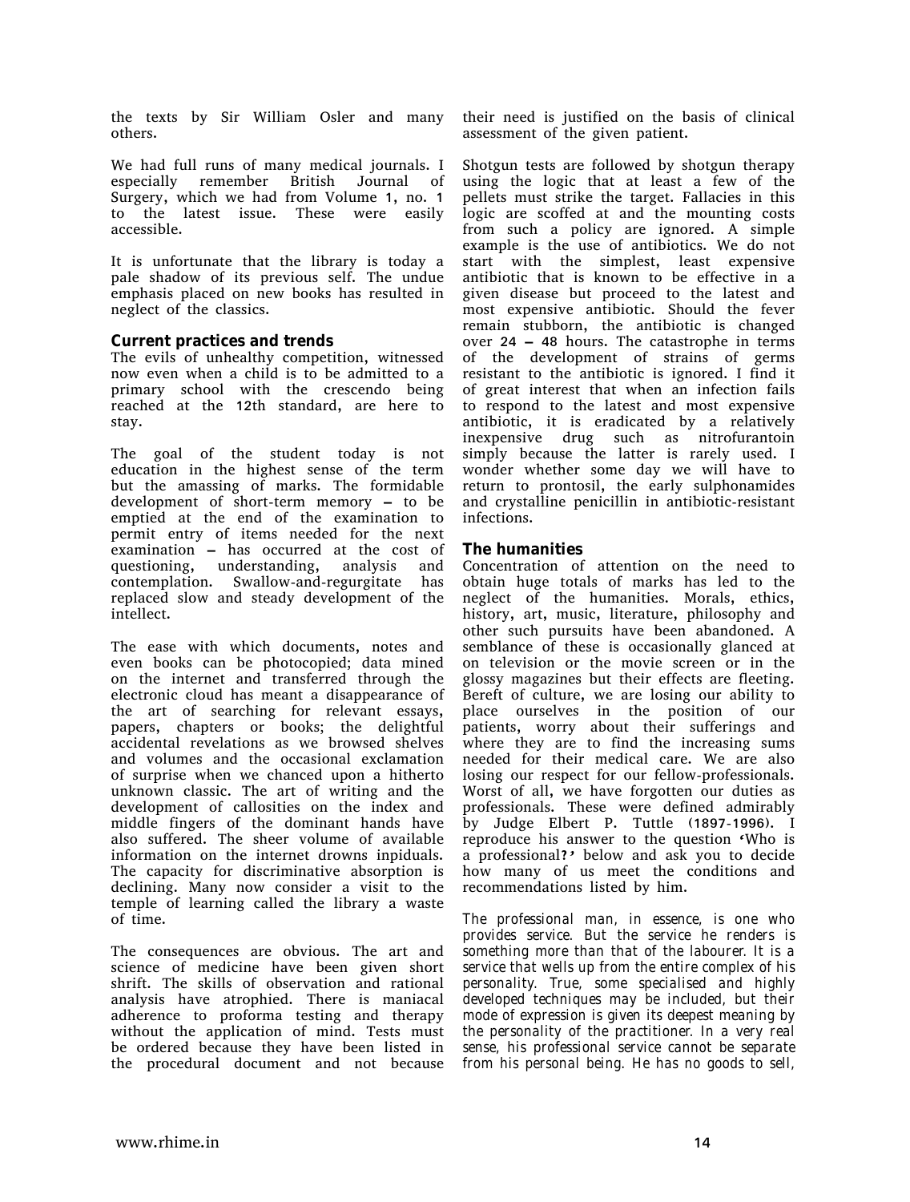the texts by Sir William Osler and many others.

We had full runs of many medical journals. I especially remember British Journal of Surgery, which we had from Volume 1, no. 1 to the latest issue. These were easily accessible.

It is unfortunate that the library is today a pale shadow of its previous self. The undue emphasis placed on new books has resulted in neglect of the classics.

### Current practices and trends

The evils of unhealthy competition, witnessed now even when a child is to be admitted to a primary school with the crescendo being reached at the 12th standard, are here to stay.

The goal of the student today is not education in the highest sense of the term but the amassing of marks. The formidable development of short-term memory – to be emptied at the end of the examination to permit entry of items needed for the next examination – has occurred at the cost of questioning, understanding, analysis and contemplation. Swallow-and-regurgitate has replaced slow and steady development of the intellect.

The ease with which documents, notes and even books can be photocopied; data mined on the internet and transferred through the electronic cloud has meant a disappearance of the art of searching for relevant essays, papers, chapters or books; the delightful accidental revelations as we browsed shelves and volumes and the occasional exclamation of surprise when we chanced upon a hitherto unknown classic. The art of writing and the development of callosities on the index and middle fingers of the dominant hands have also suffered. The sheer volume of available information on the internet drowns inpiduals. The capacity for discriminative absorption is declining. Many now consider a visit to the temple of learning called the library a waste of time.

The consequences are obvious. The art and science of medicine have been given short shrift. The skills of observation and rational analysis have atrophied. There is maniacal adherence to proforma testing and therapy without the application of mind. Tests must be ordered because they have been listed in the procedural document and not because their need is justified on the basis of clinical assessment of the given patient.

Shotgun tests are followed by shotgun therapy using the logic that at least a few of the pellets must strike the target. Fallacies in this logic are scoffed at and the mounting costs from such a policy are ignored. A simple example is the use of antibiotics. We do not start with the simplest, least expensive antibiotic that is known to be effective in a given disease but proceed to the latest and most expensive antibiotic. Should the fever remain stubborn, the antibiotic is changed over 24 – 48 hours. The catastrophe in terms of the development of strains of germs resistant to the antibiotic is ignored. I find it of great interest that when an infection fails to respond to the latest and most expensive antibiotic, it is eradicated by a relatively inexpensive drug such as nitrofurantoin simply because the latter is rarely used. I wonder whether some day we will have to return to prontosil, the early sulphonamides and crystalline penicillin in antibiotic-resistant infections.

### The humanities

Concentration of attention on the need to obtain huge totals of marks has led to the neglect of the humanities. Morals, ethics, history, art, music, literature, philosophy and other such pursuits have been abandoned. A semblance of these is occasionally glanced at on television or the movie screen or in the glossy magazines but their effects are fleeting. Bereft of culture, we are losing our ability to place ourselves in the position of our patients, worry about their sufferings and where they are to find the increasing sums needed for their medical care. We are also losing our respect for our fellow-professionals. Worst of all, we have forgotten our duties as professionals. These were defined admirably by Judge Elbert P. Tuttle (1897-1996). I reproduce his answer to the question 'Who is a professional?' below and ask you to decide how many of us meet the conditions and recommendations listed by him.

*The professional man, in essence, is one who provides service. But the service he renders is something more than that of the labourer. It is a service that wells up from the entire complex of his personality. True, some specialised and highly developed techniques may be included, but their mode of expression is given its deepest meaning by the personality of the practitioner. In a very real sense, his professional service cannot be separate from his personal being. He has no goods to sell,*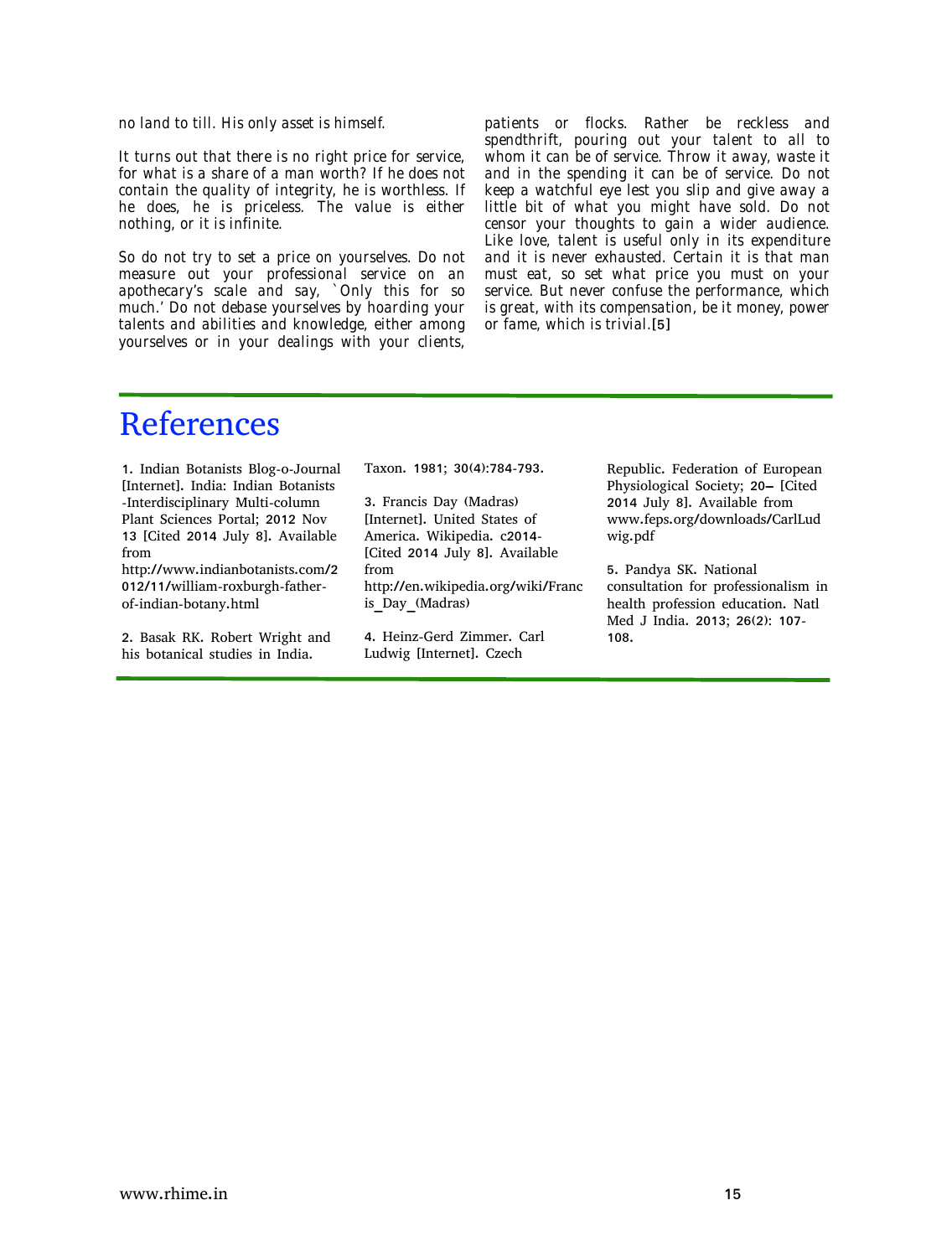no land to till. His only asset is himself.

It turns out that there is no right price for service, for what is a share of a man worth? If he does not contain the quality of integrity, he is worthless. If he does, he is priceless. The value is either nothing, or it is infinite.

So do not try to set a price on yourselves. Do not measure out your professional service on an apothecary's scale and say, `Only this for so much.' Do not debase yourselves by hoarding your talents and abilities and knowledge, either among yourselves or in your dealings with your clients, patients or flocks. Rather be reckless and spendthrift, pouring out your talent to all to whom it can be of service. Throw it away, waste it and in the spending it can be of service. Do not keep a watchful eye lest you slip and give away a little bit of what you might have sold. Do not censor your thoughts to gain a wider audience. Like love, talent is useful only in its expenditure and it is never exhausted. Certain it is that man must eat, so set what price you must on your service. But never confuse the performance, which is great, with its compensation, be it money, power or fame, which is trivial.[5]

# References

1. Indian Botanists Blog-o-Journal [Internet]. India: Indian Botanists -Interdisciplinary Multi-column Plant Sciences Portal; 2012 Nov 13 [Cited 2014 July 8]. Available from http://www.indianbotanists.com/2012/11/william-roxburgh-father-of-indian-botany.html

2. Basak RK. Robert Wright and his botanical studies in India. Taxon. 1981; 30(4):784-793.

3. Francis Day (Madras) [Internet]. United States of America. Wikipedia. c2014- [Cited 2014 July 8]. Available from http://en.wikipedia.org/wiki/Francis_Day_(Madras)

4. Heinz-Gerd Zimmer. Carl Ludwig [Internet]. Czech Republic. Federation of European Physiological Society; 20– [Cited 2014 July 8]. Available from www.feps.org/downloads/CarlLudwig.pdf

5. Pandya SK. National consultation for professionalism in health profession education. Natl Med J India. 2013; 26(2): 107-108.